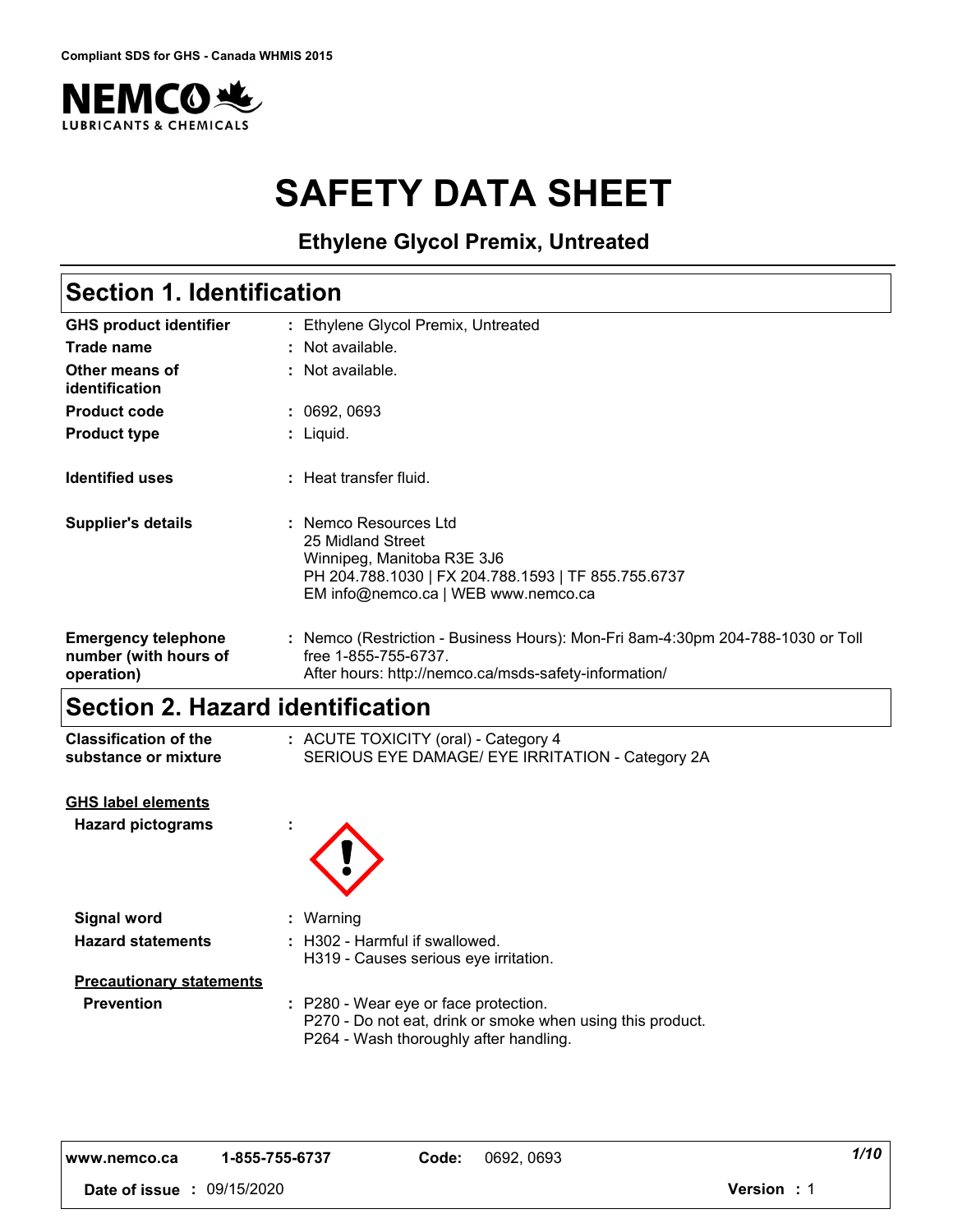Compliant SDS for GHS - Canada WHMIS 2015

NEMCO LUBRICANTS & CHEMICALS

# SAFETY DATA SHEET

### Ethylene Glycol Premix, Untreated

## Section 1. Identification

| | |
|---|---|
| **GHS product identifier** | : Ethylene Glycol Premix, Untreated |
| **Trade name** | : Not available. |
| **Other means of identification** | : Not available. |
| **Product code** | : 0692, 0693 |
| **Product type** | : Liquid. |
| **Identified uses** | : Heat transfer fluid. |
| **Supplier's details** | : Nemco Resources Ltd<br>25 Midland Street<br>Winnipeg, Manitoba R3E 3J6<br>PH 204.788.1030 \| FX 204.788.1593 \| TF 855.755.6737<br>EM info@nemco.ca \| WEB www.nemco.ca |
| **Emergency telephone number (with hours of operation)** | : Nemco (Restriction - Business Hours): Mon-Fri 8am-4:30pm 204-788-1030 or Toll free 1-855-755-6737.<br>After hours: http://nemco.ca/msds-safety-information/ |

## Section 2. Hazard identification

| | |
|---|---|
| **Classification of the substance or mixture** | : ACUTE TOXICITY (oral) - Category 4<br>SERIOUS EYE DAMAGE/ EYE IRRITATION - Category 2A |

**GHS label elements**

| | |
|---|---|
| **Hazard pictograms** | : |
| **Signal word** | : Warning |
| **Hazard statements** | : H302 - Harmful if swallowed.<br>H319 - Causes serious eye irritation. |

**Precautionary statements**

| | |
|---|---|
| **Prevention** | : P280 - Wear eye or face protection.<br>P270 - Do not eat, drink or smoke when using this product.<br>P264 - Wash thoroughly after handling. |

www.nemco.ca 1-855-755-6737 **Code:** 0692, 0693

**Date of issue :** 09/15/2020 **Version :** 1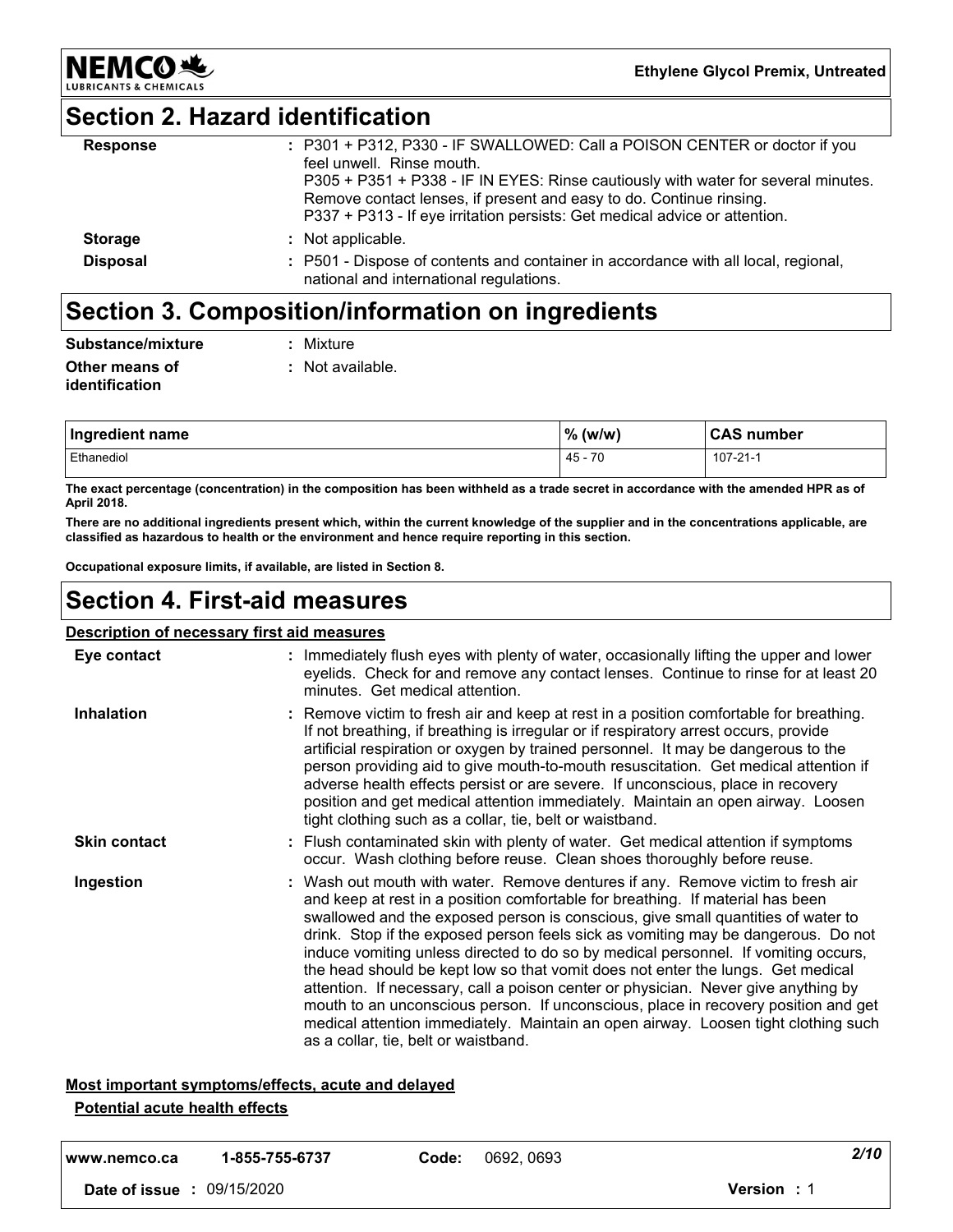## Section 2. Hazard identification

| | |
|---|---|
| **Response** | : P301 + P312, P330 - IF SWALLOWED: Call a POISON CENTER or doctor if you feel unwell. Rinse mouth. P305 + P351 + P338 - IF IN EYES: Rinse cautiously with water for several minutes. Remove contact lenses, if present and easy to do. Continue rinsing. P337 + P313 - If eye irritation persists: Get medical advice or attention. |
| **Storage** | : Not applicable. |
| **Disposal** | : P501 - Dispose of contents and container in accordance with all local, regional, national and international regulations. |

## Section 3. Composition/information on ingredients

**Substance/mixture** : Mixture

**Other means of identification** : Not available.

| Ingredient name | % (w/w) | CAS number |
|---|---|---|
| Ethanediol | 45 - 70 | 107-21-1 |

**The exact percentage (concentration) in the composition has been withheld as a trade secret in accordance with the amended HPR as of April 2018.**

**There are no additional ingredients present which, within the current knowledge of the supplier and in the concentrations applicable, are classified as hazardous to health or the environment and hence require reporting in this section.**

**Occupational exposure limits, if available, are listed in Section 8.**

## Section 4. First-aid measures

**Description of necessary first aid measures**

| | |
|---|---|
| **Eye contact** | : Immediately flush eyes with plenty of water, occasionally lifting the upper and lower eyelids. Check for and remove any contact lenses. Continue to rinse for at least 20 minutes. Get medical attention. |
| **Inhalation** | : Remove victim to fresh air and keep at rest in a position comfortable for breathing. If not breathing, if breathing is irregular or if respiratory arrest occurs, provide artificial respiration or oxygen by trained personnel. It may be dangerous to the person providing aid to give mouth-to-mouth resuscitation. Get medical attention if adverse health effects persist or are severe. If unconscious, place in recovery position and get medical attention immediately. Maintain an open airway. Loosen tight clothing such as a collar, tie, belt or waistband. |
| **Skin contact** | : Flush contaminated skin with plenty of water. Get medical attention if symptoms occur. Wash clothing before reuse. Clean shoes thoroughly before reuse. |
| **Ingestion** | : Wash out mouth with water. Remove dentures if any. Remove victim to fresh air and keep at rest in a position comfortable for breathing. If material has been swallowed and the exposed person is conscious, give small quantities of water to drink. Stop if the exposed person feels sick as vomiting may be dangerous. Do not induce vomiting unless directed to do so by medical personnel. If vomiting occurs, the head should be kept low so that vomit does not enter the lungs. Get medical attention. If necessary, call a poison center or physician. Never give anything by mouth to an unconscious person. If unconscious, place in recovery position and get medical attention immediately. Maintain an open airway. Loosen tight clothing such as a collar, tie, belt or waistband. |

**Most important symptoms/effects, acute and delayed**

**Potential acute health effects**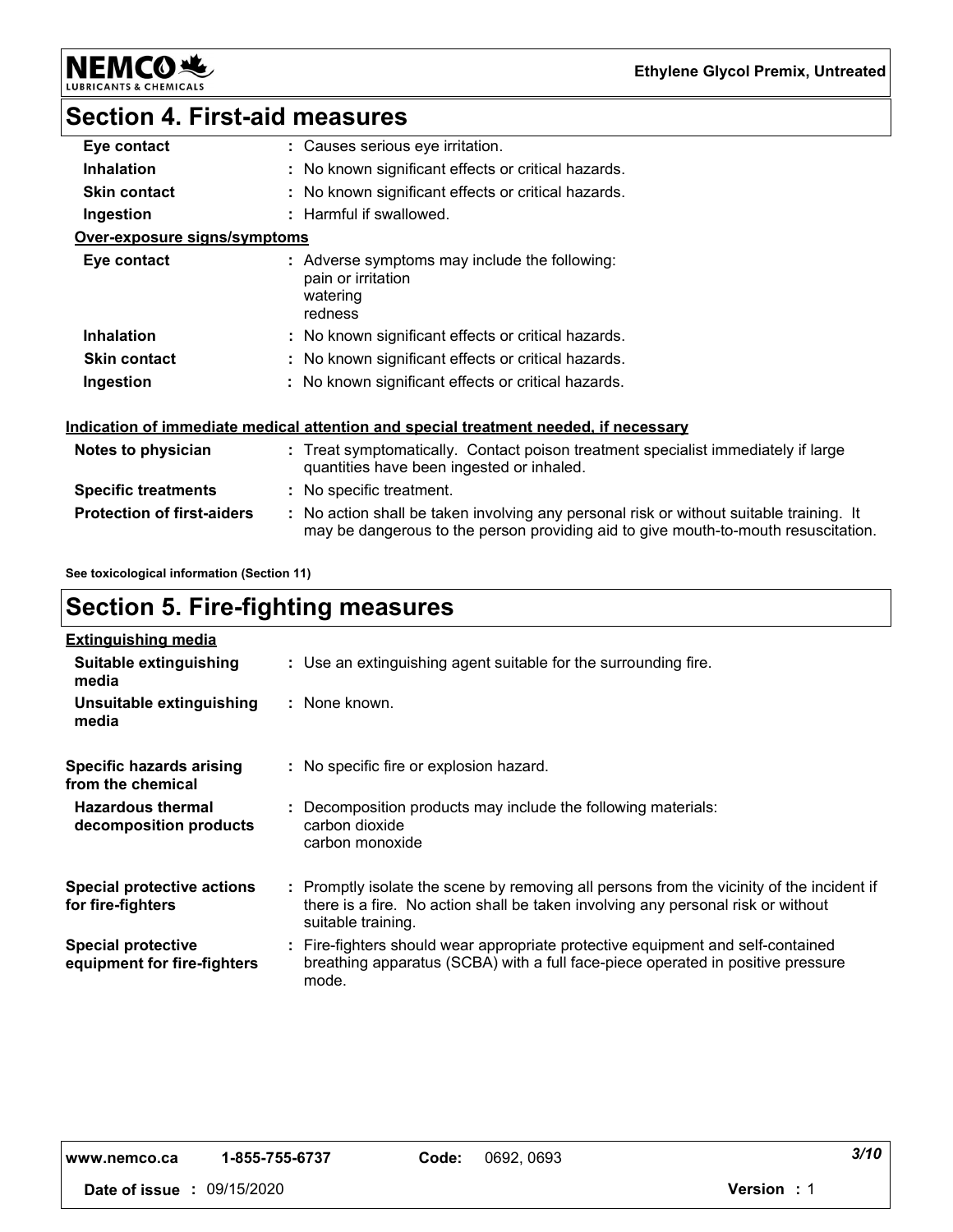## Section 4. First-aid measures

| | |
|---|---|
| **Eye contact** | : Causes serious eye irritation. |
| **Inhalation** | : No known significant effects or critical hazards. |
| **Skin contact** | : No known significant effects or critical hazards. |
| **Ingestion** | : Harmful if swallowed. |

**Over-exposure signs/symptoms**

| | |
|---|---|
| **Eye contact** | : Adverse symptoms may include the following: pain or irritation watering redness |
| **Inhalation** | : No known significant effects or critical hazards. |
| **Skin contact** | : No known significant effects or critical hazards. |
| **Ingestion** | : No known significant effects or critical hazards. |

**Indication of immediate medical attention and special treatment needed, if necessary**

| | |
|---|---|
| **Notes to physician** | : Treat symptomatically. Contact poison treatment specialist immediately if large quantities have been ingested or inhaled. |
| **Specific treatments** | : No specific treatment. |
| **Protection of first-aiders** | : No action shall be taken involving any personal risk or without suitable training. It may be dangerous to the person providing aid to give mouth-to-mouth resuscitation. |

**See toxicological information (Section 11)**

## Section 5. Fire-fighting measures

**Extinguishing media**

| | |
|---|---|
| **Suitable extinguishing media** | : Use an extinguishing agent suitable for the surrounding fire. |
| **Unsuitable extinguishing media** | : None known. |
| **Specific hazards arising from the chemical** | : No specific fire or explosion hazard. |
| **Hazardous thermal decomposition products** | : Decomposition products may include the following materials: carbon dioxide carbon monoxide |
| **Special protective actions for fire-fighters** | : Promptly isolate the scene by removing all persons from the vicinity of the incident if there is a fire. No action shall be taken involving any personal risk or without suitable training. |
| **Special protective equipment for fire-fighters** | : Fire-fighters should wear appropriate protective equipment and self-contained breathing apparatus (SCBA) with a full face-piece operated in positive pressure mode. |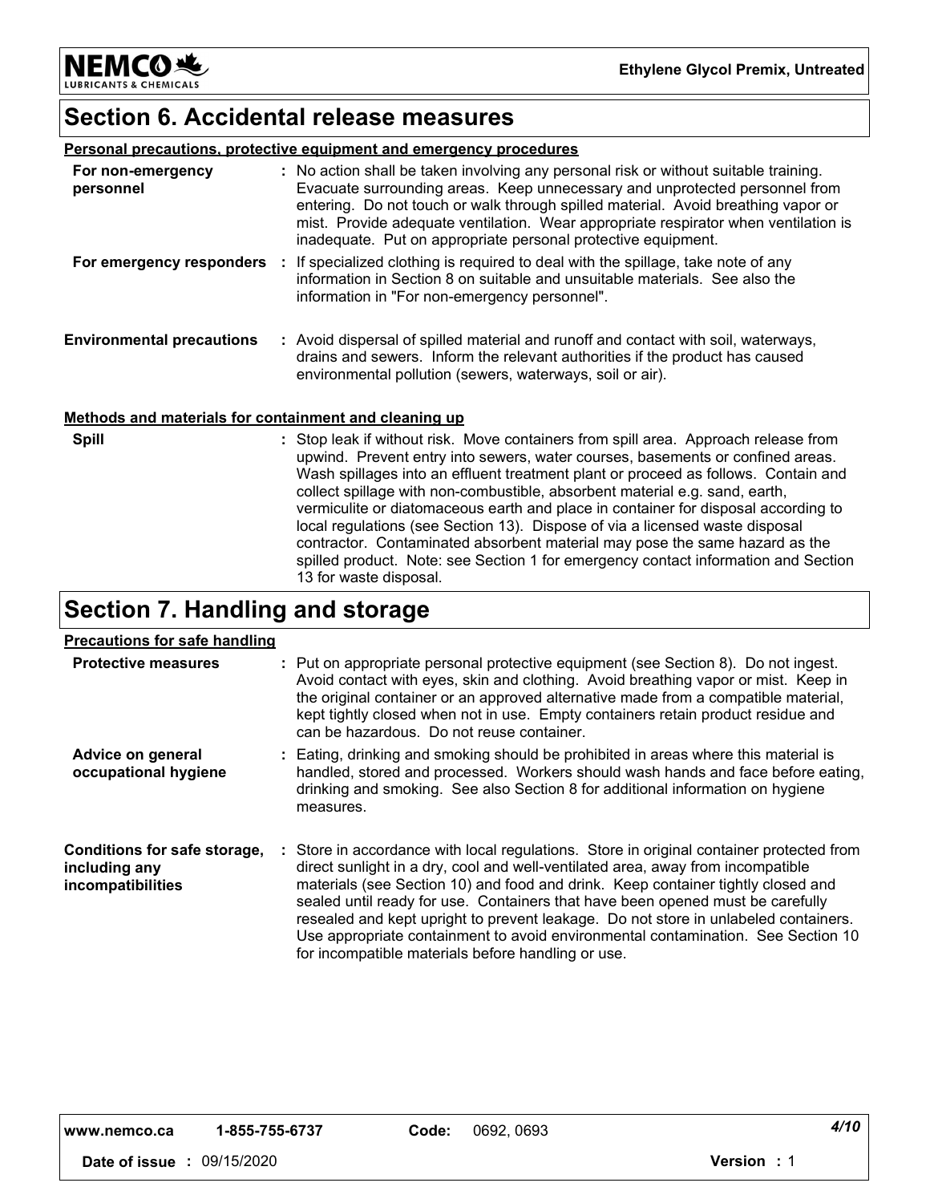## Section 6. Accidental release measures

### Personal precautions, protective equipment and emergency procedures

**For non-emergency personnel** : No action shall be taken involving any personal risk or without suitable training. Evacuate surrounding areas. Keep unnecessary and unprotected personnel from entering. Do not touch or walk through spilled material. Avoid breathing vapor or mist. Provide adequate ventilation. Wear appropriate respirator when ventilation is inadequate. Put on appropriate personal protective equipment.

**For emergency responders** : If specialized clothing is required to deal with the spillage, take note of any information in Section 8 on suitable and unsuitable materials. See also the information in "For non-emergency personnel".

**Environmental precautions** : Avoid dispersal of spilled material and runoff and contact with soil, waterways, drains and sewers. Inform the relevant authorities if the product has caused environmental pollution (sewers, waterways, soil or air).

### Methods and materials for containment and cleaning up

**Spill** : Stop leak if without risk. Move containers from spill area. Approach release from upwind. Prevent entry into sewers, water courses, basements or confined areas. Wash spillages into an effluent treatment plant or proceed as follows. Contain and collect spillage with non-combustible, absorbent material e.g. sand, earth, vermiculite or diatomaceous earth and place in container for disposal according to local regulations (see Section 13). Dispose of via a licensed waste disposal contractor. Contaminated absorbent material may pose the same hazard as the spilled product. Note: see Section 1 for emergency contact information and Section 13 for waste disposal.

## Section 7. Handling and storage

### Precautions for safe handling

**Protective measures** : Put on appropriate personal protective equipment (see Section 8). Do not ingest. Avoid contact with eyes, skin and clothing. Avoid breathing vapor or mist. Keep in the original container or an approved alternative made from a compatible material, kept tightly closed when not in use. Empty containers retain product residue and can be hazardous. Do not reuse container.

**Advice on general occupational hygiene** : Eating, drinking and smoking should be prohibited in areas where this material is handled, stored and processed. Workers should wash hands and face before eating, drinking and smoking. See also Section 8 for additional information on hygiene measures.

**Conditions for safe storage, including any incompatibilities** : Store in accordance with local regulations. Store in original container protected from direct sunlight in a dry, cool and well-ventilated area, away from incompatible materials (see Section 10) and food and drink. Keep container tightly closed and sealed until ready for use. Containers that have been opened must be carefully resealed and kept upright to prevent leakage. Do not store in unlabeled containers. Use appropriate containment to avoid environmental contamination. See Section 10 for incompatible materials before handling or use.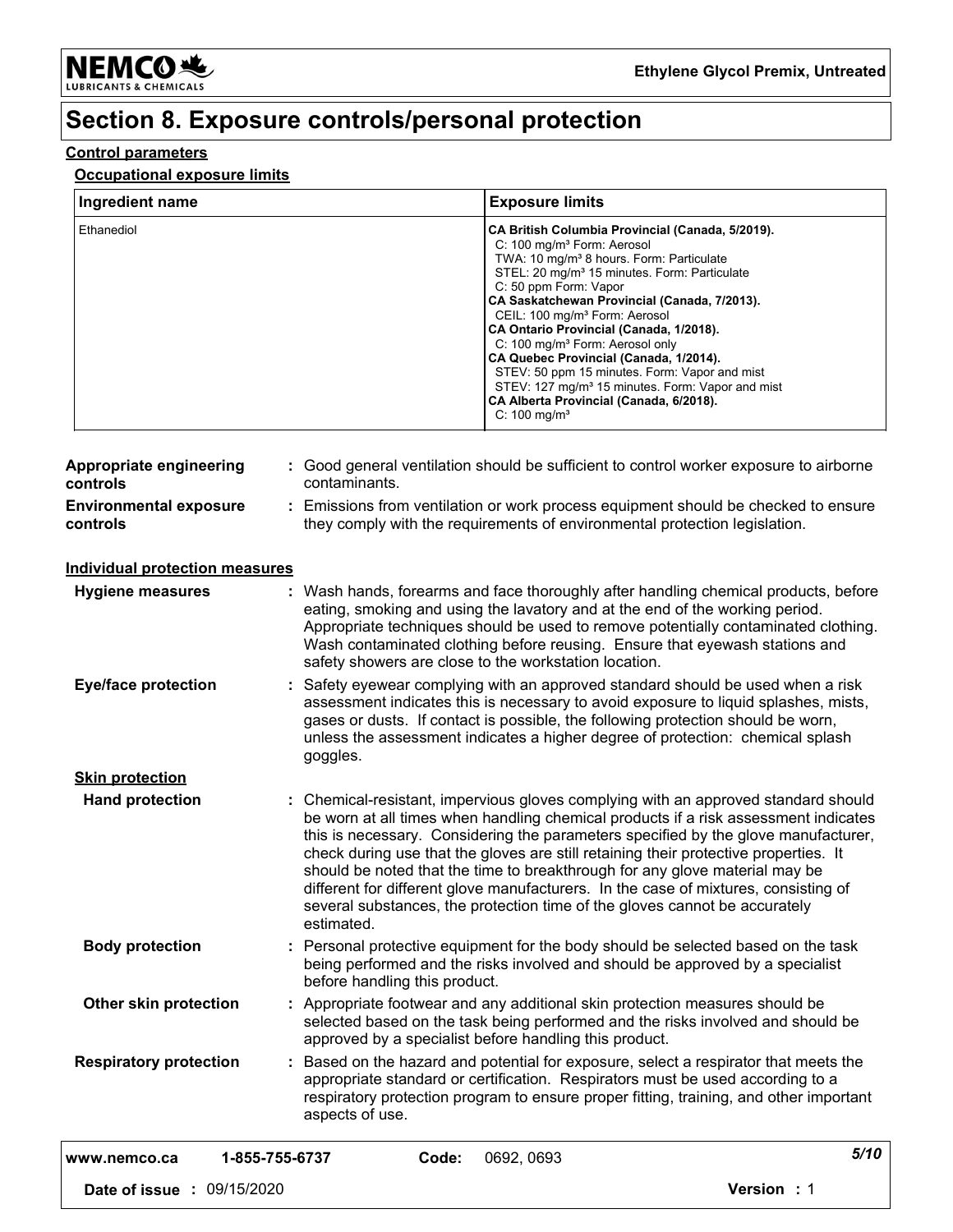# Section 8. Exposure controls/personal protection

## Control parameters

### Occupational exposure limits

| Ingredient name | Exposure limits |
|---|---|
| Ethanediol | **CA British Columbia Provincial (Canada, 5/2019).**<br>C: 100 mg/m³ Form: Aerosol<br>TWA: 10 mg/m³ 8 hours. Form: Particulate<br>STEL: 20 mg/m³ 15 minutes. Form: Particulate<br>C: 50 ppm Form: Vapor<br>**CA Saskatchewan Provincial (Canada, 7/2013).**<br>CEIL: 100 mg/m³ Form: Aerosol<br>**CA Ontario Provincial (Canada, 1/2018).**<br>C: 100 mg/m³ Form: Aerosol only<br>**CA Quebec Provincial (Canada, 1/2014).**<br>STEV: 50 ppm 15 minutes. Form: Vapor and mist<br>STEV: 127 mg/m³ 15 minutes. Form: Vapor and mist<br>**CA Alberta Provincial (Canada, 6/2018).**<br>C: 100 mg/m³ |

**Appropriate engineering controls** : Good general ventilation should be sufficient to control worker exposure to airborne contaminants.

**Environmental exposure controls** : Emissions from ventilation or work process equipment should be checked to ensure they comply with the requirements of environmental protection legislation.

## Individual protection measures

**Hygiene measures** : Wash hands, forearms and face thoroughly after handling chemical products, before eating, smoking and using the lavatory and at the end of the working period. Appropriate techniques should be used to remove potentially contaminated clothing. Wash contaminated clothing before reusing. Ensure that eyewash stations and safety showers are close to the workstation location.

**Eye/face protection** : Safety eyewear complying with an approved standard should be used when a risk assessment indicates this is necessary to avoid exposure to liquid splashes, mists, gases or dusts. If contact is possible, the following protection should be worn, unless the assessment indicates a higher degree of protection: chemical splash goggles.

### Skin protection

**Hand protection** : Chemical-resistant, impervious gloves complying with an approved standard should be worn at all times when handling chemical products if a risk assessment indicates this is necessary. Considering the parameters specified by the glove manufacturer, check during use that the gloves are still retaining their protective properties. It should be noted that the time to breakthrough for any glove material may be different for different glove manufacturers. In the case of mixtures, consisting of several substances, the protection time of the gloves cannot be accurately estimated.

**Body protection** : Personal protective equipment for the body should be selected based on the task being performed and the risks involved and should be approved by a specialist before handling this product.

**Other skin protection** : Appropriate footwear and any additional skin protection measures should be selected based on the task being performed and the risks involved and should be approved by a specialist before handling this product.

**Respiratory protection** : Based on the hazard and potential for exposure, select a respirator that meets the appropriate standard or certification. Respirators must be used according to a respiratory protection program to ensure proper fitting, training, and other important aspects of use.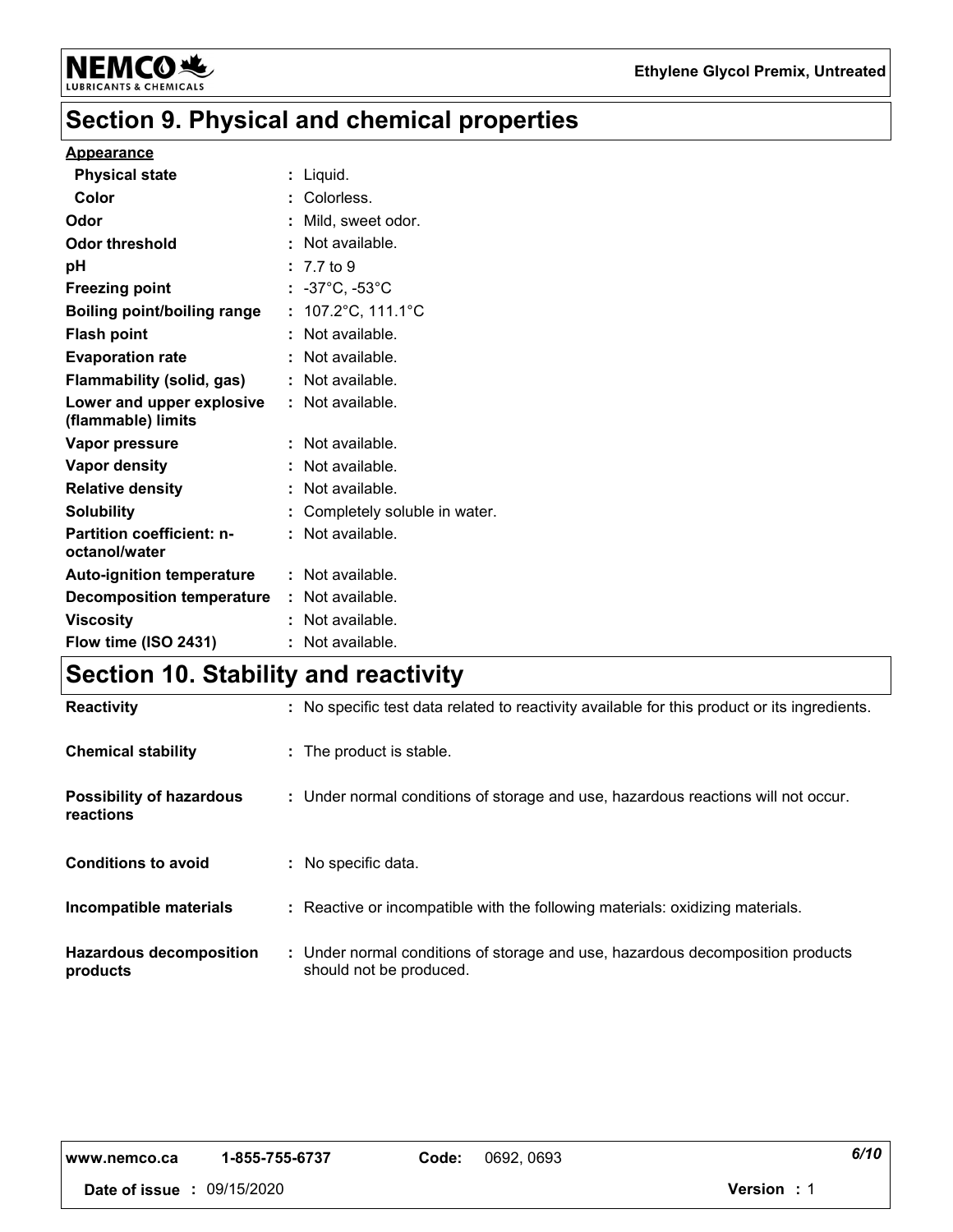## Section 9. Physical and chemical properties

**Appearance**

| Property | Value |
|---|---|
| **Physical state** | Liquid. |
| **Color** | Colorless. |
| **Odor** | Mild, sweet odor. |
| **Odor threshold** | Not available. |
| **pH** | 7.7 to 9 |
| **Freezing point** | -37°C, -53°C |
| **Boiling point/boiling range** | 107.2°C, 111.1°C |
| **Flash point** | Not available. |
| **Evaporation rate** | Not available. |
| **Flammability (solid, gas)** | Not available. |
| **Lower and upper explosive (flammable) limits** | Not available. |
| **Vapor pressure** | Not available. |
| **Vapor density** | Not available. |
| **Relative density** | Not available. |
| **Solubility** | Completely soluble in water. |
| **Partition coefficient: n-octanol/water** | Not available. |
| **Auto-ignition temperature** | Not available. |
| **Decomposition temperature** | Not available. |
| **Viscosity** | Not available. |
| **Flow time (ISO 2431)** | Not available. |

## Section 10. Stability and reactivity

| Property | Value |
|---|---|
| **Reactivity** | No specific test data related to reactivity available for this product or its ingredients. |
| **Chemical stability** | The product is stable. |
| **Possibility of hazardous reactions** | Under normal conditions of storage and use, hazardous reactions will not occur. |
| **Conditions to avoid** | No specific data. |
| **Incompatible materials** | Reactive or incompatible with the following materials: oxidizing materials. |
| **Hazardous decomposition products** | Under normal conditions of storage and use, hazardous decomposition products should not be produced. |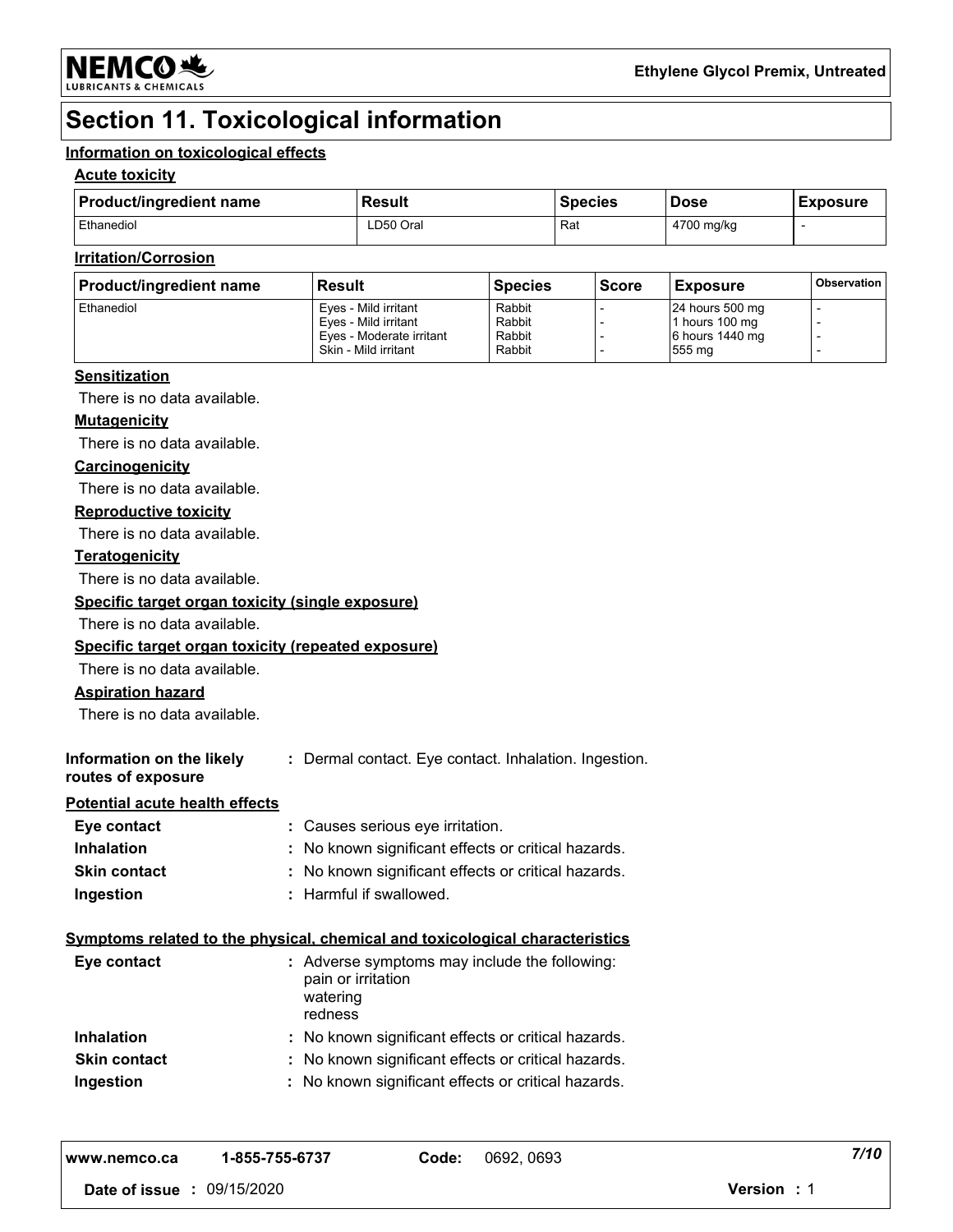# Section 11. Toxicological information

**Information on toxicological effects**

**Acute toxicity**

| Product/ingredient name | Result | Species | Dose | Exposure |
|---|---|---|---|---|
| Ethanediol | LD50 Oral | Rat | 4700 mg/kg | - |

**Irritation/Corrosion**

| Product/ingredient name | Result | Species | Score | Exposure | Observation |
|---|---|---|---|---|---|
| Ethanediol | Eyes - Mild irritant | Rabbit | - | 24 hours 500 mg | - |
| | Eyes - Mild irritant | Rabbit | - | 1 hours 100 mg | - |
| | Eyes - Moderate irritant | Rabbit | - | 6 hours 1440 mg | - |
| | Skin - Mild irritant | Rabbit | - | 555 mg | - |

**Sensitization**

There is no data available.

**Mutagenicity**

There is no data available.

**Carcinogenicity**

There is no data available.

**Reproductive toxicity**

There is no data available.

**Teratogenicity**

There is no data available.

**Specific target organ toxicity (single exposure)**

There is no data available.

**Specific target organ toxicity (repeated exposure)**

There is no data available.

**Aspiration hazard**

There is no data available.

**Information on the likely routes of exposure** : Dermal contact. Eye contact. Inhalation. Ingestion.

**Potential acute health effects**

**Eye contact** : Causes serious eye irritation.

**Inhalation** : No known significant effects or critical hazards.

**Skin contact** : No known significant effects or critical hazards.

**Ingestion** : Harmful if swallowed.

**Symptoms related to the physical, chemical and toxicological characteristics**

**Eye contact** : Adverse symptoms may include the following:
pain or irritation
watering
redness

**Inhalation** : No known significant effects or critical hazards.

**Skin contact** : No known significant effects or critical hazards.

**Ingestion** : No known significant effects or critical hazards.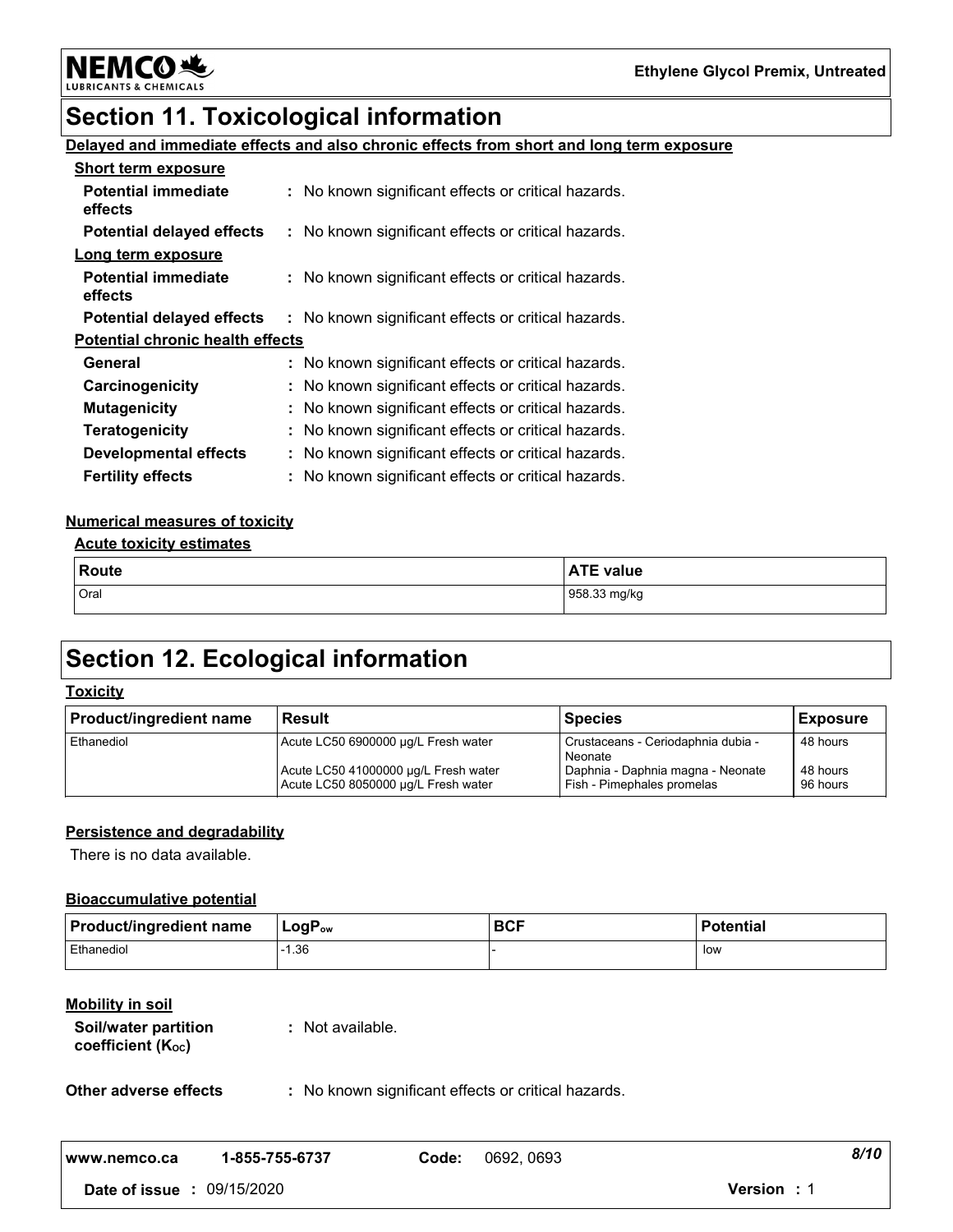## Section 11. Toxicological information

**Delayed and immediate effects and also chronic effects from short and long term exposure**

**Short term exposure**

| | |
|---|---|
| **Potential immediate effects** | : No known significant effects or critical hazards. |
| **Potential delayed effects** | : No known significant effects or critical hazards. |

**Long term exposure**

| | |
|---|---|
| **Potential immediate effects** | : No known significant effects or critical hazards. |
| **Potential delayed effects** | : No known significant effects or critical hazards. |

**Potential chronic health effects**

| | |
|---|---|
| **General** | : No known significant effects or critical hazards. |
| **Carcinogenicity** | : No known significant effects or critical hazards. |
| **Mutagenicity** | : No known significant effects or critical hazards. |
| **Teratogenicity** | : No known significant effects or critical hazards. |
| **Developmental effects** | : No known significant effects or critical hazards. |
| **Fertility effects** | : No known significant effects or critical hazards. |

**Numerical measures of toxicity**

**Acute toxicity estimates**

| Route | ATE value |
|---|---|
| Oral | 958.33 mg/kg |

## Section 12. Ecological information

**Toxicity**

| Product/ingredient name | Result | Species | Exposure |
|---|---|---|---|
| Ethanediol | Acute LC50 6900000 µg/L Fresh water | Crustaceans - Ceriodaphnia dubia - Neonate | 48 hours |
| | Acute LC50 41000000 µg/L Fresh water | Daphnia - Daphnia magna - Neonate | 48 hours |
| | Acute LC50 8050000 µg/L Fresh water | Fish - Pimephales promelas | 96 hours |

**Persistence and degradability**

There is no data available.

**Bioaccumulative potential**

| Product/ingredient name | $LogP_{ow}$ | BCF | Potential |
|---|---|---|---|
| Ethanediol | -1.36 | - | low |

**Mobility in soil**

| | |
|---|---|
| **Soil/water partition coefficient ($K_{OC}$)** | : Not available. |
| **Other adverse effects** | : No known significant effects or critical hazards. |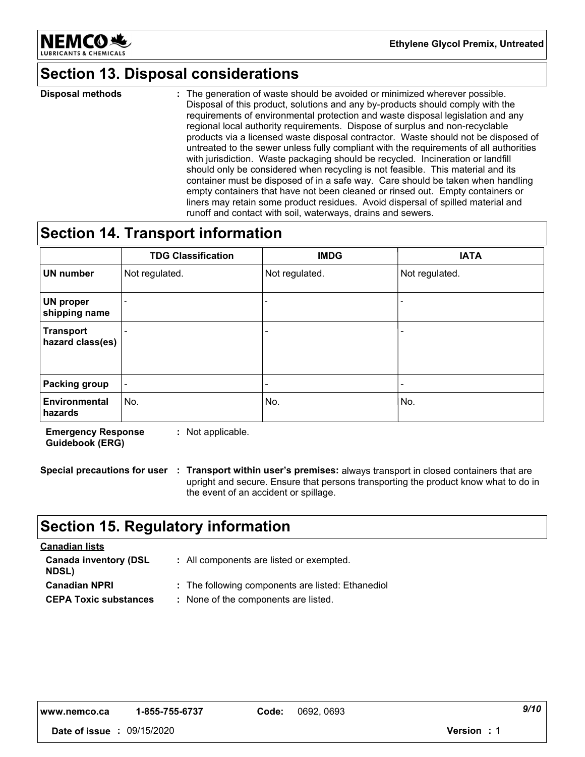## Section 13. Disposal considerations

**Disposal methods** : The generation of waste should be avoided or minimized wherever possible. Disposal of this product, solutions and any by-products should comply with the requirements of environmental protection and waste disposal legislation and any regional local authority requirements. Dispose of surplus and non-recyclable products via a licensed waste disposal contractor. Waste should not be disposed of untreated to the sewer unless fully compliant with the requirements of all authorities with jurisdiction. Waste packaging should be recycled. Incineration or landfill should only be considered when recycling is not feasible. This material and its container must be disposed of in a safe way. Care should be taken when handling empty containers that have not been cleaned or rinsed out. Empty containers or liners may retain some product residues. Avoid dispersal of spilled material and runoff and contact with soil, waterways, drains and sewers.

## Section 14. Transport information

| | TDG Classification | IMDG | IATA |
|---|---|---|---|
| **UN number** | Not regulated. | Not regulated. | Not regulated. |
| **UN proper shipping name** | - | - | - |
| **Transport hazard class(es)** | - | - | - |
| **Packing group** | - | - | - |
| **Environmental hazards** | No. | No. | No. |

**Emergency Response Guidebook (ERG)** : Not applicable.

**Special precautions for user** : **Transport within user's premises:** always transport in closed containers that are upright and secure. Ensure that persons transporting the product know what to do in the event of an accident or spillage.

## Section 15. Regulatory information

**Canadian lists**

**Canada inventory (DSL NDSL)** : All components are listed or exempted.

**Canadian NPRI** : The following components are listed: Ethanediol

**CEPA Toxic substances** : None of the components are listed.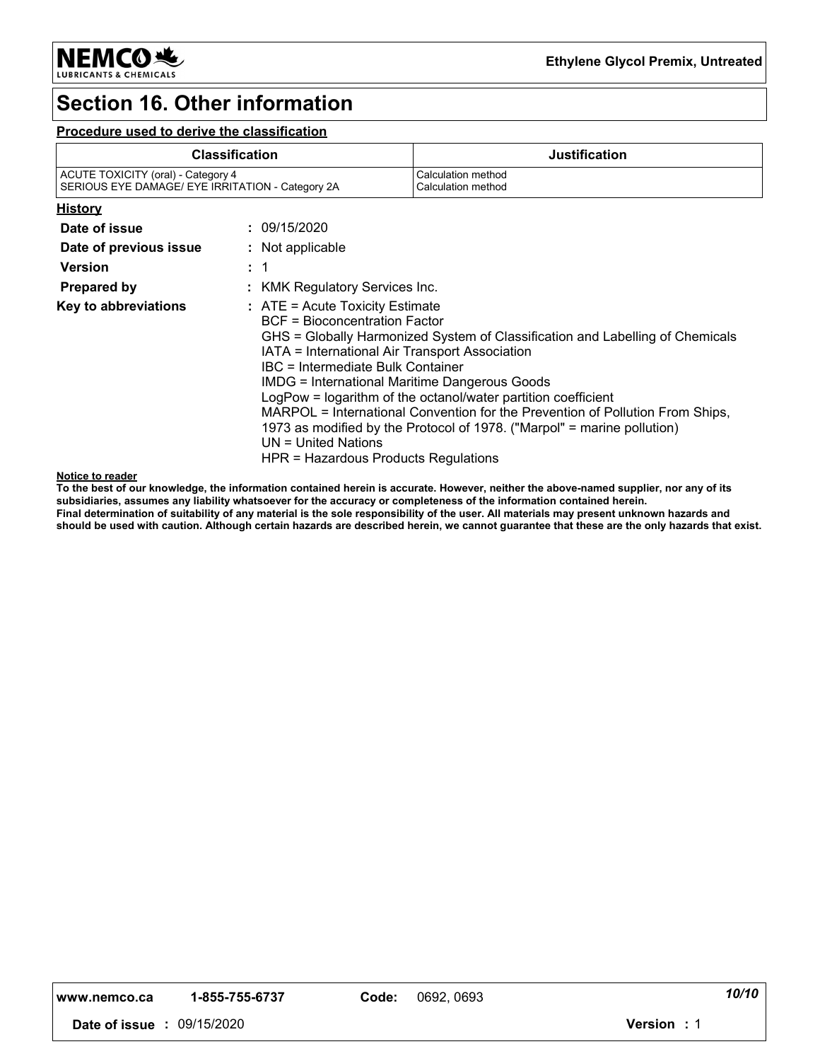## Section 16. Other information

**Procedure used to derive the classification**

| Classification | Justification |
| --- | --- |
| ACUTE TOXICITY (oral) - Category 4<br>SERIOUS EYE DAMAGE/ EYE IRRITATION - Category 2A | Calculation method<br>Calculation method |

**History**

**Date of issue** : 09/15/2020

**Date of previous issue** : Not applicable

**Version** : 1

**Prepared by** : KMK Regulatory Services Inc.

**Key to abbreviations** : ATE = Acute Toxicity Estimate
BCF = Bioconcentration Factor
GHS = Globally Harmonized System of Classification and Labelling of Chemicals
IATA = International Air Transport Association
IBC = Intermediate Bulk Container
IMDG = International Maritime Dangerous Goods
LogPow = logarithm of the octanol/water partition coefficient
MARPOL = International Convention for the Prevention of Pollution From Ships, 1973 as modified by the Protocol of 1978. ("Marpol" = marine pollution)
UN = United Nations
HPR = Hazardous Products Regulations

**Notice to reader**

**To the best of our knowledge, the information contained herein is accurate. However, neither the above-named supplier, nor any of its subsidiaries, assumes any liability whatsoever for the accuracy or completeness of the information contained herein.**
**Final determination of suitability of any material is the sole responsibility of the user. All materials may present unknown hazards and should be used with caution. Although certain hazards are described herein, we cannot guarantee that these are the only hazards that exist.**